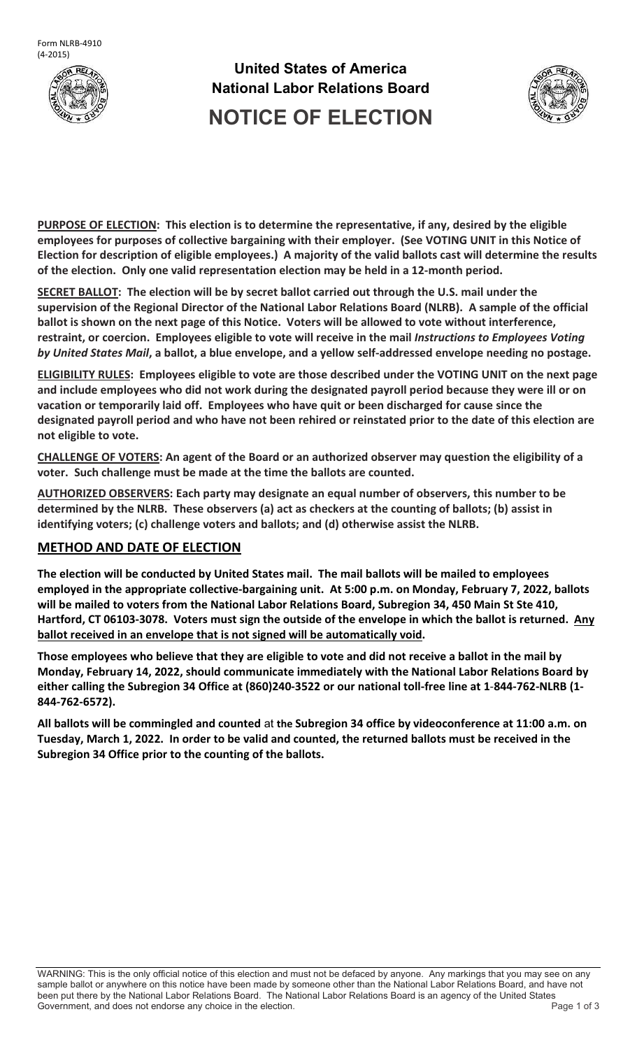Form NLRB-4910
(4-2015)

# United States of America
# National Labor Relations Board
# NOTICE OF ELECTION

**PURPOSE OF ELECTION: This election is to determine the representative, if any, desired by the eligible employees for purposes of collective bargaining with their employer. (See VOTING UNIT in this Notice of Election for description of eligible employees.) A majority of the valid ballots cast will determine the results of the election. Only one valid representation election may be held in a 12-month period.**

**SECRET BALLOT: The election will be by secret ballot carried out through the U.S. mail under the supervision of the Regional Director of the National Labor Relations Board (NLRB). A sample of the official ballot is shown on the next page of this Notice. Voters will be allowed to vote without interference, restraint, or coercion. Employees eligible to vote will receive in the mail *Instructions to Employees Voting by United States Mail*, a ballot, a blue envelope, and a yellow self-addressed envelope needing no postage.**

**ELIGIBILITY RULES: Employees eligible to vote are those described under the VOTING UNIT on the next page and include employees who did not work during the designated payroll period because they were ill or on vacation or temporarily laid off. Employees who have quit or been discharged for cause since the designated payroll period and who have not been rehired or reinstated prior to the date of this election are not eligible to vote.**

**CHALLENGE OF VOTERS: An agent of the Board or an authorized observer may question the eligibility of a voter. Such challenge must be made at the time the ballots are counted.**

**AUTHORIZED OBSERVERS: Each party may designate an equal number of observers, this number to be determined by the NLRB. These observers (a) act as checkers at the counting of ballots; (b) assist in identifying voters; (c) challenge voters and ballots; and (d) otherwise assist the NLRB.**

## METHOD AND DATE OF ELECTION

**The election will be conducted by United States mail. The mail ballots will be mailed to employees employed in the appropriate collective-bargaining unit. At 5:00 p.m. on Monday, February 7, 2022, ballots will be mailed to voters from the National Labor Relations Board, Subregion 34, 450 Main St Ste 410, Hartford, CT 06103-3078. Voters must sign the outside of the envelope in which the ballot is returned. Any ballot received in an envelope that is not signed will be automatically void.**

**Those employees who believe that they are eligible to vote and did not receive a ballot in the mail by Monday, February 14, 2022, should communicate immediately with the National Labor Relations Board by either calling the Subregion 34 Office at (860)240-3522 or our national toll-free line at 1-844-762-NLRB (1-844-762-6572).**

**All ballots will be commingled and counted at the Subregion 34 office by videoconference at 11:00 a.m. on Tuesday, March 1, 2022. In order to be valid and counted, the returned ballots must be received in the Subregion 34 Office prior to the counting of the ballots.**

WARNING: This is the only official notice of this election and must not be defaced by anyone. Any markings that you may see on any sample ballot or anywhere on this notice have been made by someone other than the National Labor Relations Board, and have not been put there by the National Labor Relations Board. The National Labor Relations Board is an agency of the United States Government, and does not endorse any choice in the election.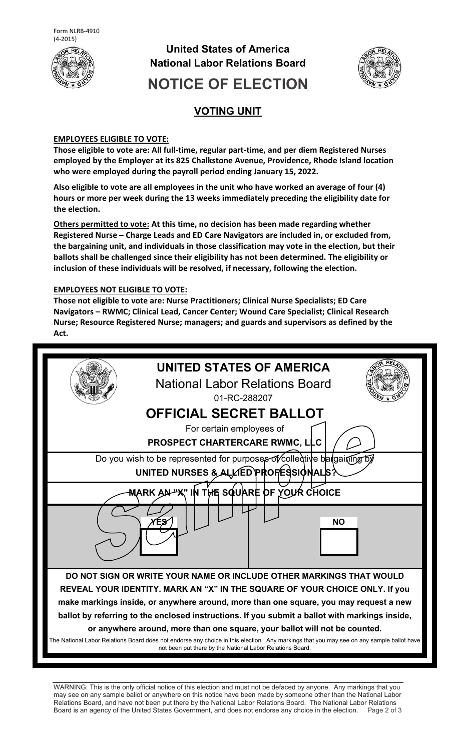Form NLRB-4910
(4-2015)

**United States of America**
**National Labor Relations Board**

# NOTICE OF ELECTION

## VOTING UNIT

**EMPLOYEES ELIGIBLE TO VOTE:**

**Those eligible to vote are: All full-time, regular part-time, and per diem Registered Nurses employed by the Employer at its 825 Chalkstone Avenue, Providence, Rhode Island location who were employed during the payroll period ending January 15, 2022.**

**Also eligible to vote are all employees in the unit who have worked an average of four (4) hours or more per week during the 13 weeks immediately preceding the eligibility date for the election.**

**Others permitted to vote: At this time, no decision has been made regarding whether Registered Nurse – Charge Leads and ED Care Navigators are included in, or excluded from, the bargaining unit, and individuals in those classification may vote in the election, but their ballots shall be challenged since their eligibility has not been determined. The eligibility or inclusion of these individuals will be resolved, if necessary, following the election.**

**EMPLOYEES NOT ELIGIBLE TO VOTE:**

**Those not eligible to vote are: Nurse Practitioners; Clinical Nurse Specialists; ED Care Navigators – RWMC; Clinical Lead, Cancer Center; Wound Care Specialist; Clinical Research Nurse; Resource Registered Nurse; managers; and guards and supervisors as defined by the Act.**

**UNITED STATES OF AMERICA**
National Labor Relations Board
01-RC-288207

**OFFICIAL SECRET BALLOT**

For certain employees of
**PROSPECT CHARTERCARE RWMC, LLC**

Do you wish to be represented for purposes of collective bargaining by
**UNITED NURSES & ALLIED PROFESSIONALS?**

**MARK AN "X" IN THE SQUARE OF YOUR CHOICE**

| YES | NO |
| --- | --- |
| ☐ | ☐ |

Sample

**DO NOT SIGN OR WRITE YOUR NAME OR INCLUDE OTHER MARKINGS THAT WOULD REVEAL YOUR IDENTITY. MARK AN "X" IN THE SQUARE OF YOUR CHOICE ONLY. If you make markings inside, or anywhere around, more than one square, you may request a new ballot by referring to the enclosed instructions. If you submit a ballot with markings inside, or anywhere around, more than one square, your ballot will not be counted.**

The National Labor Relations Board does not endorse any choice in this election. Any markings that you may see on any sample ballot have not been put there by the National Labor Relations Board.

WARNING: This is the only official notice of this election and must not be defaced by anyone. Any markings that you may see on any sample ballot or anywhere on this notice have been made by someone other than the National Labor Relations Board, and have not been put there by the National Labor Relations Board. The National Labor Relations Board is an agency of the United States Government, and does not endorse any choice in the election.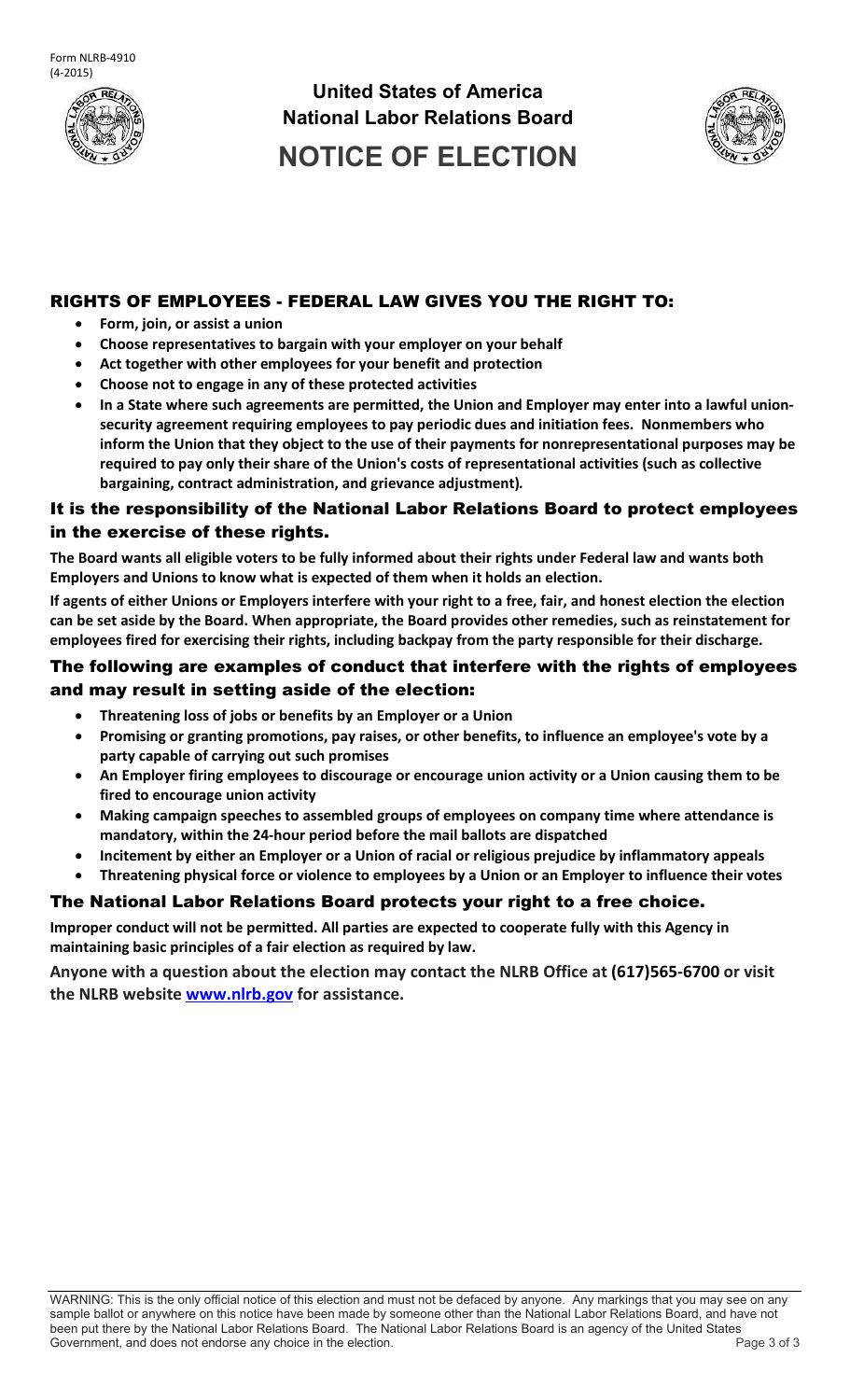Form NLRB-4910
(4-2015)

**United States of America**
**National Labor Relations Board**

# NOTICE OF ELECTION

## RIGHTS OF EMPLOYEES - FEDERAL LAW GIVES YOU THE RIGHT TO:

- **Form, join, or assist a union**
- **Choose representatives to bargain with your employer on your behalf**
- **Act together with other employees for your benefit and protection**
- **Choose not to engage in any of these protected activities**
- **In a State where such agreements are permitted, the Union and Employer may enter into a lawful union-security agreement requiring employees to pay periodic dues and initiation fees. Nonmembers who inform the Union that they object to the use of their payments for nonrepresentational purposes may be required to pay only their share of the Union's costs of representational activities (such as collective bargaining, contract administration, and grievance adjustment).**

## It is the responsibility of the National Labor Relations Board to protect employees in the exercise of these rights.

**The Board wants all eligible voters to be fully informed about their rights under Federal law and wants both Employers and Unions to know what is expected of them when it holds an election.**

**If agents of either Unions or Employers interfere with your right to a free, fair, and honest election the election can be set aside by the Board. When appropriate, the Board provides other remedies, such as reinstatement for employees fired for exercising their rights, including backpay from the party responsible for their discharge.**

## The following are examples of conduct that interfere with the rights of employees and may result in setting aside of the election:

- **Threatening loss of jobs or benefits by an Employer or a Union**
- **Promising or granting promotions, pay raises, or other benefits, to influence an employee's vote by a party capable of carrying out such promises**
- **An Employer firing employees to discourage or encourage union activity or a Union causing them to be fired to encourage union activity**
- **Making campaign speeches to assembled groups of employees on company time where attendance is mandatory, within the 24-hour period before the mail ballots are dispatched**
- **Incitement by either an Employer or a Union of racial or religious prejudice by inflammatory appeals**
- **Threatening physical force or violence to employees by a Union or an Employer to influence their votes**

## The National Labor Relations Board protects your right to a free choice.

**Improper conduct will not be permitted. All parties are expected to cooperate fully with this Agency in maintaining basic principles of a fair election as required by law.**

**Anyone with a question about the election may contact the NLRB Office at (617)565-6700 or visit the NLRB website [www.nlrb.gov](http://www.nlrb.gov) for assistance.**

WARNING: This is the only official notice of this election and must not be defaced by anyone. Any markings that you may see on any sample ballot or anywhere on this notice have been made by someone other than the National Labor Relations Board, and have not been put there by the National Labor Relations Board. The National Labor Relations Board is an agency of the United States Government, and does not endorse any choice in the election.